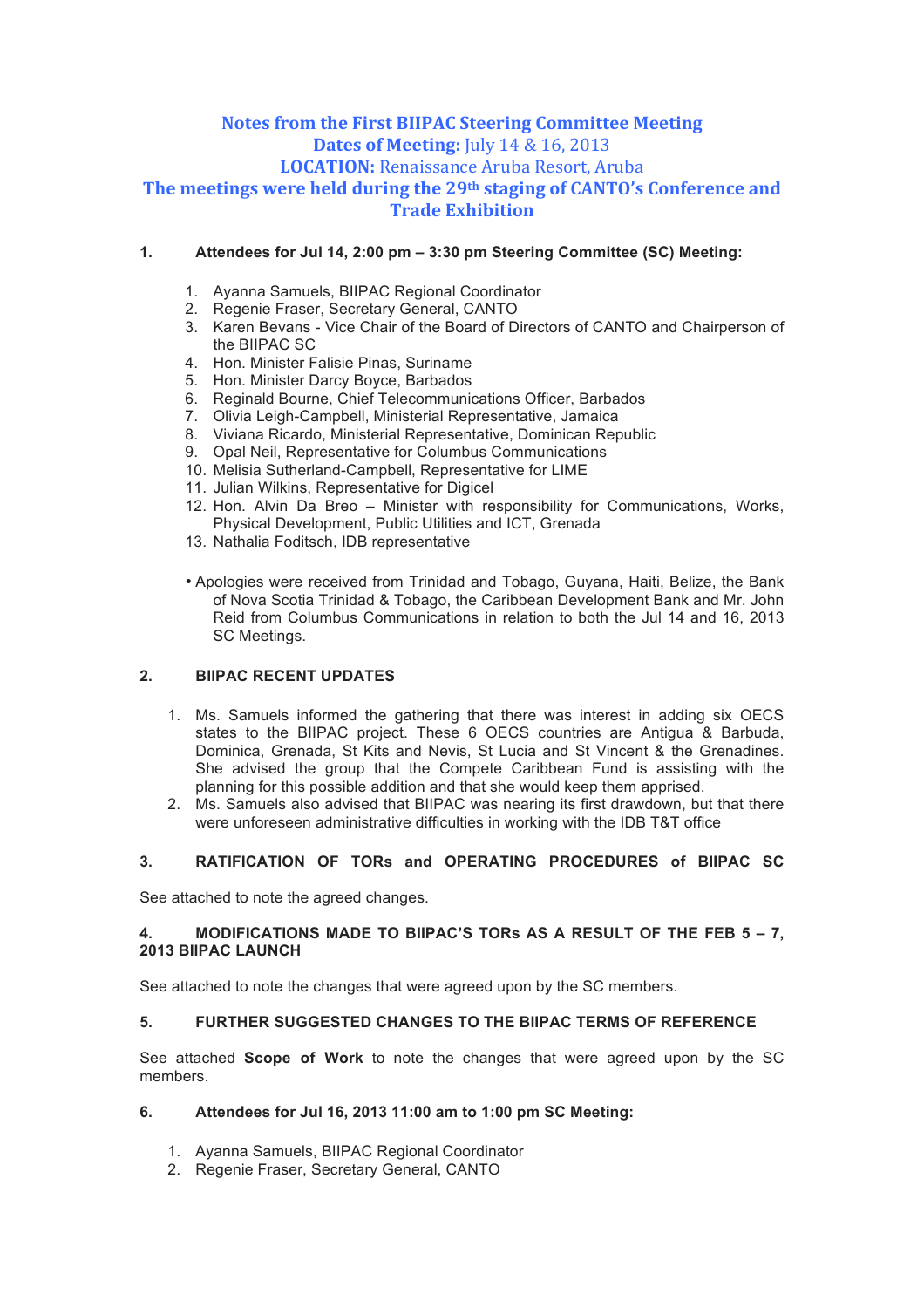# Notes from the First BIIPAC Steering Committee Meeting
**Dates of Meeting:** July 14 & 16, 2013
**LOCATION:** Renaissance Aruba Resort, Aruba
**The meetings were held during the 29th staging of CANTO's Conference and Trade Exhibition**

## 1. Attendees for Jul 14, 2:00 pm – 3:30 pm Steering Committee (SC) Meeting:

1. Ayanna Samuels, BIIPAC Regional Coordinator
2. Regenie Fraser, Secretary General, CANTO
3. Karen Bevans - Vice Chair of the Board of Directors of CANTO and Chairperson of the BIIPAC SC
4. Hon. Minister Falisie Pinas, Suriname
5. Hon. Minister Darcy Boyce, Barbados
6. Reginald Bourne, Chief Telecommunications Officer, Barbados
7. Olivia Leigh-Campbell, Ministerial Representative, Jamaica
8. Viviana Ricardo, Ministerial Representative, Dominican Republic
9. Opal Neil, Representative for Columbus Communications
10. Melisia Sutherland-Campbell, Representative for LIME
11. Julian Wilkins, Representative for Digicel
12. Hon. Alvin Da Breo – Minister with responsibility for Communications, Works, Physical Development, Public Utilities and ICT, Grenada
13. Nathalia Foditsch, IDB representative

- Apologies were received from Trinidad and Tobago, Guyana, Haiti, Belize, the Bank of Nova Scotia Trinidad & Tobago, the Caribbean Development Bank and Mr. John Reid from Columbus Communications in relation to both the Jul 14 and 16, 2013 SC Meetings.

## 2. BIIPAC RECENT UPDATES

1. Ms. Samuels informed the gathering that there was interest in adding six OECS states to the BIIPAC project. These 6 OECS countries are Antigua & Barbuda, Dominica, Grenada, St Kits and Nevis, St Lucia and St Vincent & the Grenadines. She advised the group that the Compete Caribbean Fund is assisting with the planning for this possible addition and that she would keep them apprised.
2. Ms. Samuels also advised that BIIPAC was nearing its first drawdown, but that there were unforeseen administrative difficulties in working with the IDB T&T office

## 3. RATIFICATION OF TORs and OPERATING PROCEDURES of BIIPAC SC

See attached to note the agreed changes.

## 4. MODIFICATIONS MADE TO BIIPAC'S TORs AS A RESULT OF THE FEB 5 – 7, 2013 BIIPAC LAUNCH

See attached to note the changes that were agreed upon by the SC members.

## 5. FURTHER SUGGESTED CHANGES TO THE BIIPAC TERMS OF REFERENCE

See attached **Scope of Work** to note the changes that were agreed upon by the SC members.

## 6. Attendees for Jul 16, 2013 11:00 am to 1:00 pm SC Meeting:

1. Ayanna Samuels, BIIPAC Regional Coordinator
2. Regenie Fraser, Secretary General, CANTO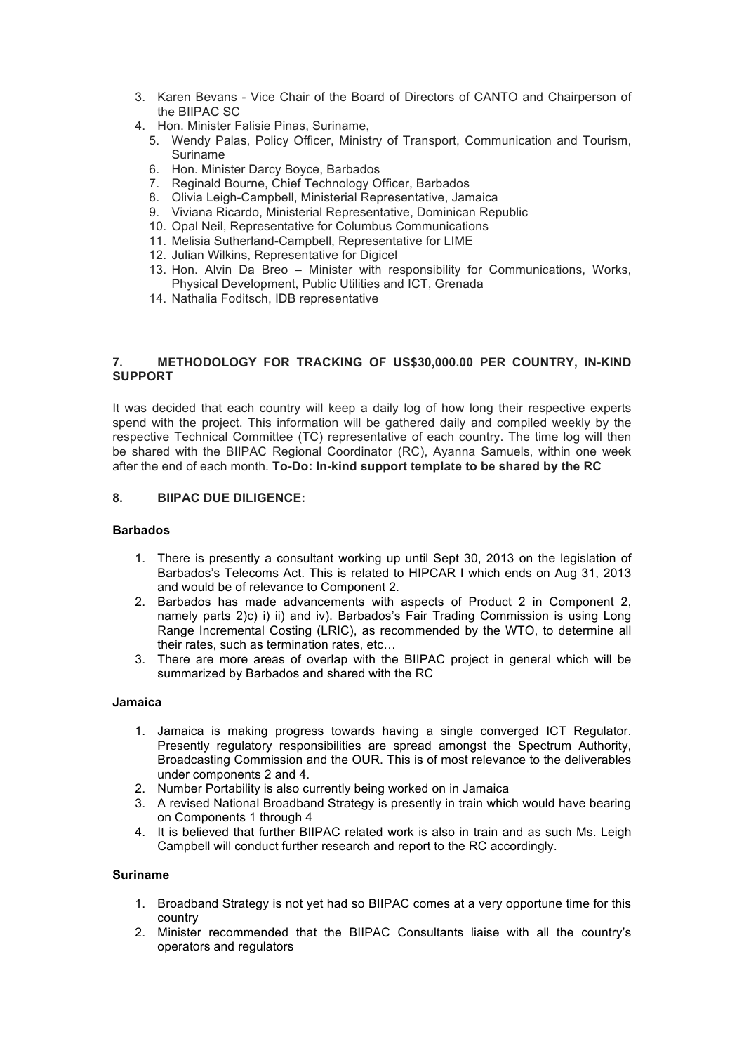3. Karen Bevans - Vice Chair of the Board of Directors of CANTO and Chairperson of the BIIPAC SC
4. Hon. Minister Falisie Pinas, Suriname,
5. Wendy Palas, Policy Officer, Ministry of Transport, Communication and Tourism, Suriname
6. Hon. Minister Darcy Boyce, Barbados
7. Reginald Bourne, Chief Technology Officer, Barbados
8. Olivia Leigh-Campbell, Ministerial Representative, Jamaica
9. Viviana Ricardo, Ministerial Representative, Dominican Republic
10. Opal Neil, Representative for Columbus Communications
11. Melisia Sutherland-Campbell, Representative for LIME
12. Julian Wilkins, Representative for Digicel
13. Hon. Alvin Da Breo – Minister with responsibility for Communications, Works, Physical Development, Public Utilities and ICT, Grenada
14. Nathalia Foditsch, IDB representative

## 7. METHODOLOGY FOR TRACKING OF US$30,000.00 PER COUNTRY, IN-KIND SUPPORT

It was decided that each country will keep a daily log of how long their respective experts spend with the project. This information will be gathered daily and compiled weekly by the respective Technical Committee (TC) representative of each country. The time log will then be shared with the BIIPAC Regional Coordinator (RC), Ayanna Samuels, within one week after the end of each month. **To-Do: In-kind support template to be shared by the RC**

## 8. BIIPAC DUE DILIGENCE:

### Barbados

1. There is presently a consultant working up until Sept 30, 2013 on the legislation of Barbados's Telecoms Act. This is related to HIPCAR I which ends on Aug 31, 2013 and would be of relevance to Component 2.
2. Barbados has made advancements with aspects of Product 2 in Component 2, namely parts 2)c) i) ii) and iv). Barbados's Fair Trading Commission is using Long Range Incremental Costing (LRIC), as recommended by the WTO, to determine all their rates, such as termination rates, etc…
3. There are more areas of overlap with the BIIPAC project in general which will be summarized by Barbados and shared with the RC

### Jamaica

1. Jamaica is making progress towards having a single converged ICT Regulator. Presently regulatory responsibilities are spread amongst the Spectrum Authority, Broadcasting Commission and the OUR. This is of most relevance to the deliverables under components 2 and 4.
2. Number Portability is also currently being worked on in Jamaica
3. A revised National Broadband Strategy is presently in train which would have bearing on Components 1 through 4
4. It is believed that further BIIPAC related work is also in train and as such Ms. Leigh Campbell will conduct further research and report to the RC accordingly.

### Suriname

1. Broadband Strategy is not yet had so BIIPAC comes at a very opportune time for this country
2. Minister recommended that the BIIPAC Consultants liaise with all the country's operators and regulators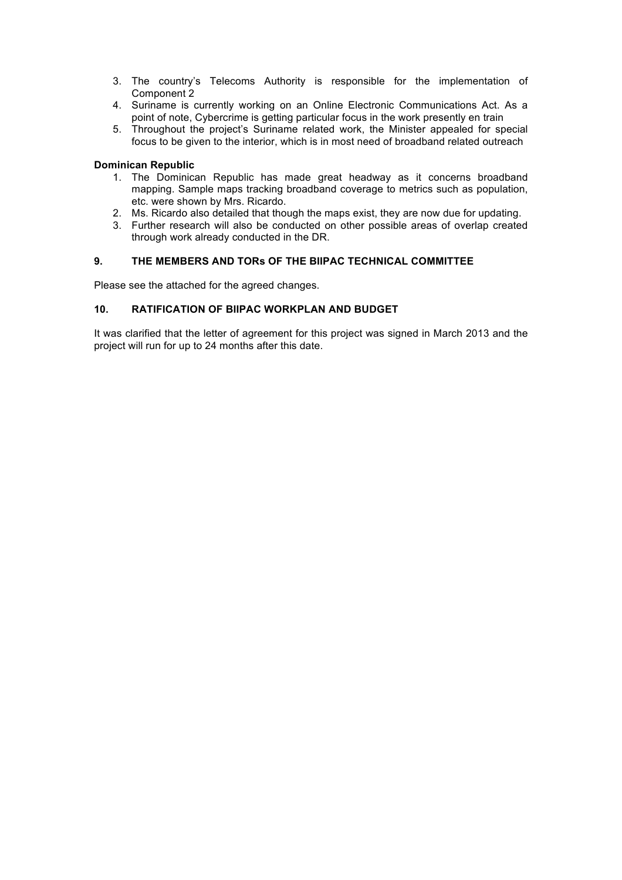3. The country's Telecoms Authority is responsible for the implementation of Component 2
4. Suriname is currently working on an Online Electronic Communications Act. As a point of note, Cybercrime is getting particular focus in the work presently en train
5. Throughout the project's Suriname related work, the Minister appealed for special focus to be given to the interior, which is in most need of broadband related outreach

**Dominican Republic**

1. The Dominican Republic has made great headway as it concerns broadband mapping. Sample maps tracking broadband coverage to metrics such as population, etc. were shown by Mrs. Ricardo.
2. Ms. Ricardo also detailed that though the maps exist, they are now due for updating.
3. Further research will also be conducted on other possible areas of overlap created through work already conducted in the DR.

## 9. THE MEMBERS AND TORs OF THE BIIPAC TECHNICAL COMMITTEE

Please see the attached for the agreed changes.

## 10. RATIFICATION OF BIIPAC WORKPLAN AND BUDGET

It was clarified that the letter of agreement for this project was signed in March 2013 and the project will run for up to 24 months after this date.